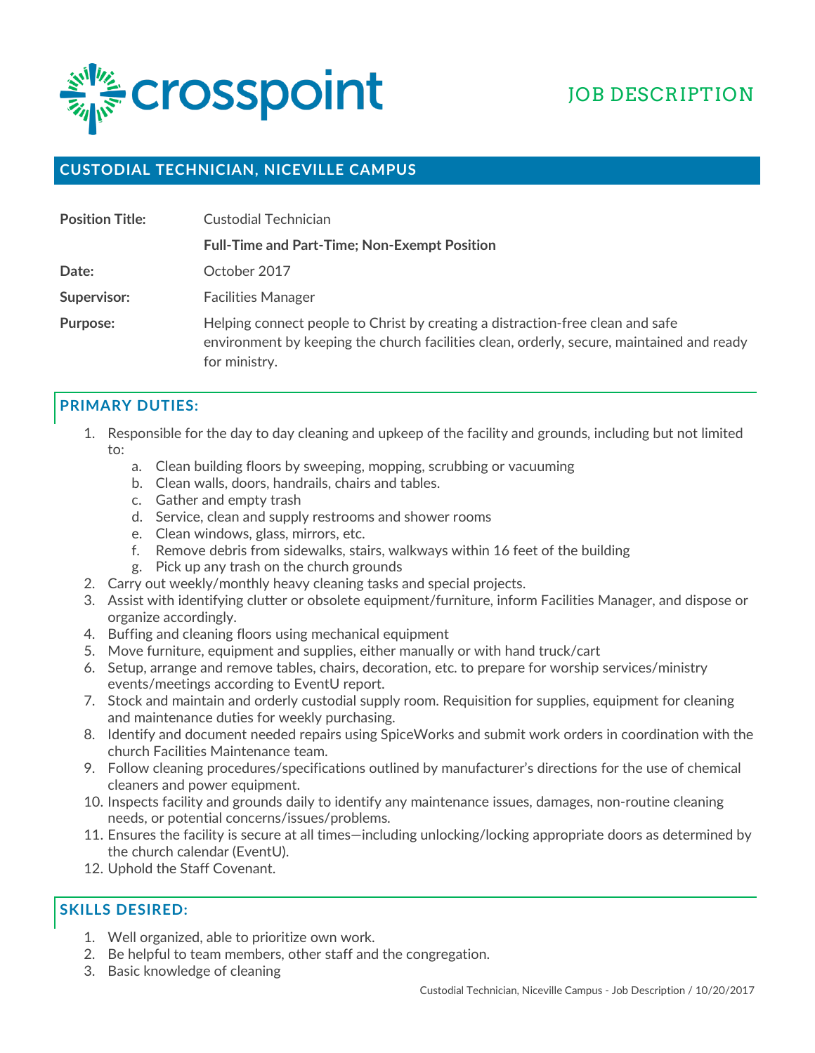crosspoint

JOB DESCRIPTION

## CUSTODIAL TECHNICIAN, NICEVILLE CAMPUS

| | |
|---|---|
| **Position Title:** | Custodial Technician |
| | **Full-Time and Part-Time; Non-Exempt Position** |
| **Date:** | October 2017 |
| **Supervisor:** | Facilities Manager |
| **Purpose:** | Helping connect people to Christ by creating a distraction-free clean and safe environment by keeping the church facilities clean, orderly, secure, maintained and ready for ministry. |

## PRIMARY DUTIES:

1. Responsible for the day to day cleaning and upkeep of the facility and grounds, including but not limited to:
   a. Clean building floors by sweeping, mopping, scrubbing or vacuuming
   b. Clean walls, doors, handrails, chairs and tables.
   c. Gather and empty trash
   d. Service, clean and supply restrooms and shower rooms
   e. Clean windows, glass, mirrors, etc.
   f. Remove debris from sidewalks, stairs, walkways within 16 feet of the building
   g. Pick up any trash on the church grounds
2. Carry out weekly/monthly heavy cleaning tasks and special projects.
3. Assist with identifying clutter or obsolete equipment/furniture, inform Facilities Manager, and dispose or organize accordingly.
4. Buffing and cleaning floors using mechanical equipment
5. Move furniture, equipment and supplies, either manually or with hand truck/cart
6. Setup, arrange and remove tables, chairs, decoration, etc. to prepare for worship services/ministry events/meetings according to EventU report.
7. Stock and maintain and orderly custodial supply room. Requisition for supplies, equipment for cleaning and maintenance duties for weekly purchasing.
8. Identify and document needed repairs using SpiceWorks and submit work orders in coordination with the church Facilities Maintenance team.
9. Follow cleaning procedures/specifications outlined by manufacturer's directions for the use of chemical cleaners and power equipment.
10. Inspects facility and grounds daily to identify any maintenance issues, damages, non-routine cleaning needs, or potential concerns/issues/problems.
11. Ensures the facility is secure at all times—including unlocking/locking appropriate doors as determined by the church calendar (EventU).
12. Uphold the Staff Covenant.

## SKILLS DESIRED:

1. Well organized, able to prioritize own work.
2. Be helpful to team members, other staff and the congregation.
3. Basic knowledge of cleaning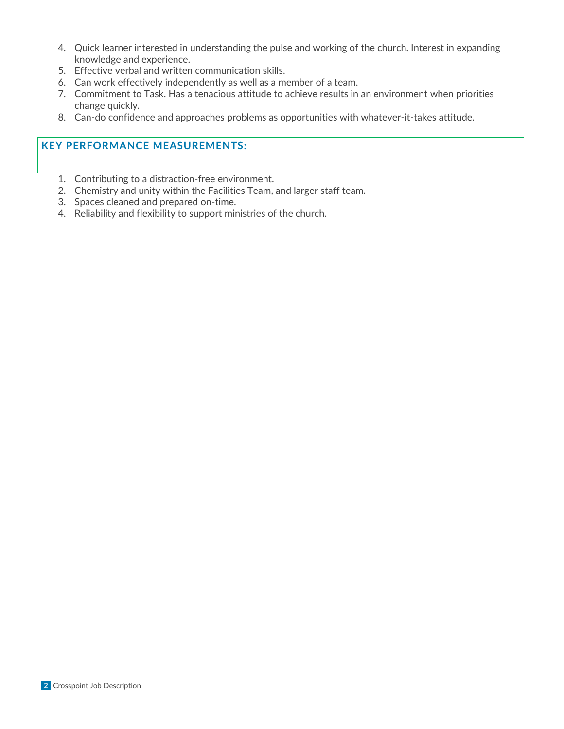4. Quick learner interested in understanding the pulse and working of the church. Interest in expanding knowledge and experience.
5. Effective verbal and written communication skills.
6. Can work effectively independently as well as a member of a team.
7. Commitment to Task. Has a tenacious attitude to achieve results in an environment when priorities change quickly.
8. Can-do confidence and approaches problems as opportunities with whatever-it-takes attitude.

## KEY PERFORMANCE MEASUREMENTS:

1. Contributing to a distraction-free environment.
2. Chemistry and unity within the Facilities Team, and larger staff team.
3. Spaces cleaned and prepared on-time.
4. Reliability and flexibility to support ministries of the church.